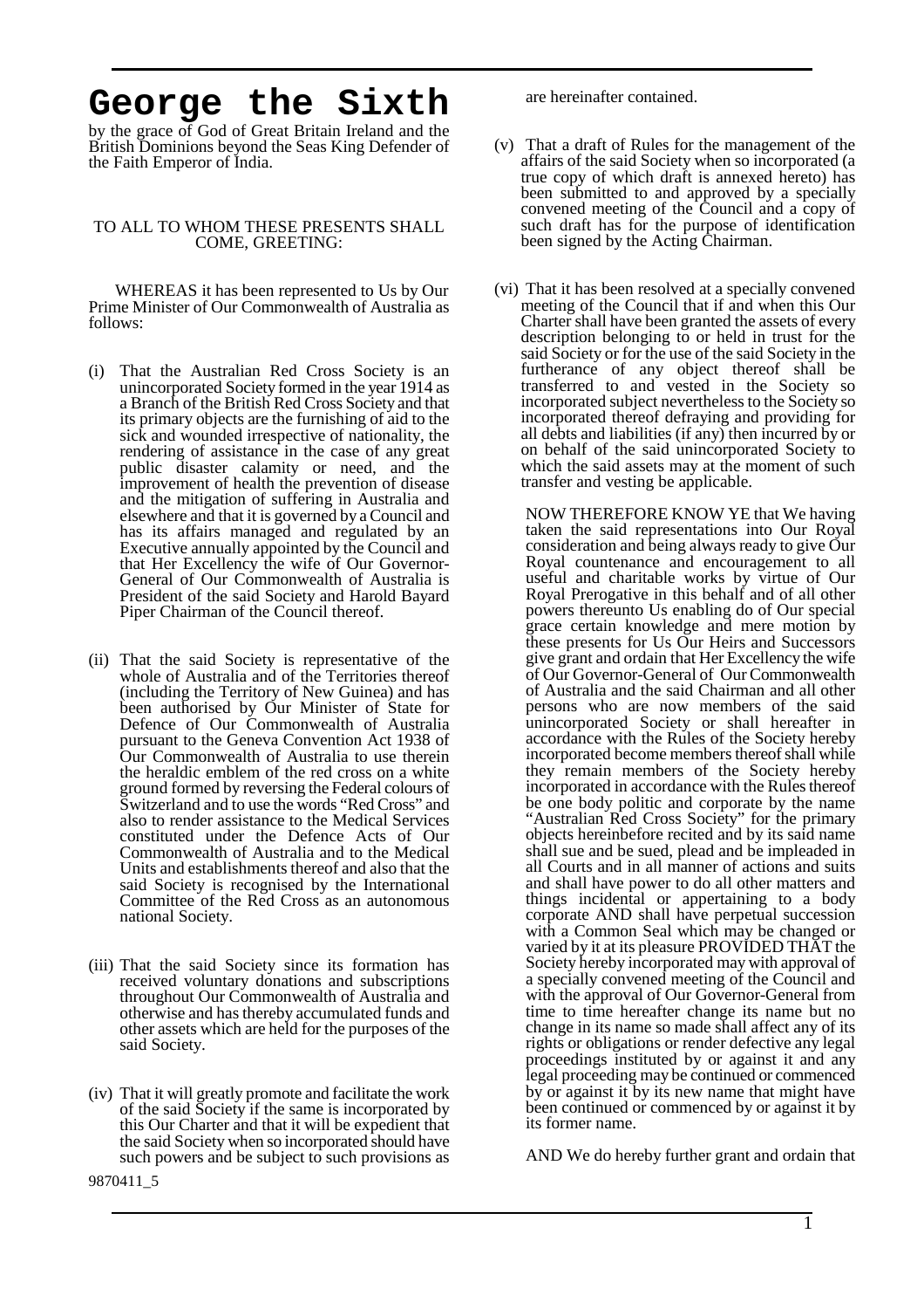# George the Sixth

by the grace of God of Great Britain Ireland and the British Dominions beyond the Seas King Defender of the Faith Emperor of India.

TO ALL TO WHOM THESE PRESENTS SHALL COME, GREETING:

WHEREAS it has been represented to Us by Our Prime Minister of Our Commonwealth of Australia as follows:

(i) That the Australian Red Cross Society is an unincorporated Society formed in the year 1914 as a Branch of the British Red Cross Society and that its primary objects are the furnishing of aid to the sick and wounded irrespective of nationality, the rendering of assistance in the case of any great public disaster calamity or need, and the improvement of health the prevention of disease and the mitigation of suffering in Australia and elsewhere and that it is governed by a Council and has its affairs managed and regulated by an Executive annually appointed by the Council and that Her Excellency the wife of Our Governor-General of Our Commonwealth of Australia is President of the said Society and Harold Bayard Piper Chairman of the Council thereof.

(ii) That the said Society is representative of the whole of Australia and of the Territories thereof (including the Territory of New Guinea) and has been authorised by Our Minister of State for Defence of Our Commonwealth of Australia pursuant to the Geneva Convention Act 1938 of Our Commonwealth of Australia to use therein the heraldic emblem of the red cross on a white ground formed by reversing the Federal colours of Switzerland and to use the words "Red Cross" and also to render assistance to the Medical Services constituted under the Defence Acts of Our Commonwealth of Australia and to the Medical Units and establishments thereof and also that the said Society is recognised by the International Committee of the Red Cross as an autonomous national Society.

(iii) That the said Society since its formation has received voluntary donations and subscriptions throughout Our Commonwealth of Australia and otherwise and has thereby accumulated funds and other assets which are held for the purposes of the said Society.

(iv) That it will greatly promote and facilitate the work of the said Society if the same is incorporated by this Our Charter and that it will be expedient that the said Society when so incorporated should have such powers and be subject to such provisions as are hereinafter contained.

(v) That a draft of Rules for the management of the affairs of the said Society when so incorporated (a true copy of which draft is annexed hereto) has been submitted to and approved by a specially convened meeting of the Council and a copy of such draft has for the purpose of identification been signed by the Acting Chairman.

(vi) That it has been resolved at a specially convened meeting of the Council that if and when this Our Charter shall have been granted the assets of every description belonging to or held in trust for the said Society or for the use of the said Society in the furtherance of any object thereof shall be transferred to and vested in the Society so incorporated subject nevertheless to the Society so incorporated thereof defraying and providing for all debts and liabilities (if any) then incurred by or on behalf of the said unincorporated Society to which the said assets may at the moment of such transfer and vesting be applicable.

NOW THEREFORE KNOW YE that We having taken the said representations into Our Royal consideration and being always ready to give Our Royal countenance and encouragement to all useful and charitable works by virtue of Our Royal Prerogative in this behalf and of all other powers thereunto Us enabling do of Our special grace certain knowledge and mere motion by these presents for Us Our Heirs and Successors give grant and ordain that Her Excellency the wife of Our Governor-General of Our Commonwealth of Australia and the said Chairman and all other persons who are now members of the said unincorporated Society or shall hereafter in accordance with the Rules of the Society hereby incorporated become members thereof shall while they remain members of the Society hereby incorporated in accordance with the Rules thereof be one body politic and corporate by the name "Australian Red Cross Society" for the primary objects hereinbefore recited and by its said name shall sue and be sued, plead and be impleaded in all Courts and in all manner of actions and suits and shall have power to do all other matters and things incidental or appertaining to a body corporate AND shall have perpetual succession with a Common Seal which may be changed or varied by it at its pleasure PROVIDED THAT the Society hereby incorporated may with approval of a specially convened meeting of the Council and with the approval of Our Governor-General from time to time hereafter change its name but no change in its name so made shall affect any of its rights or obligations or render defective any legal proceedings instituted by or against it and any legal proceeding may be continued or commenced by or against it by its new name that might have been continued or commenced by or against it by its former name.

AND We do hereby further grant and ordain that

9870411_5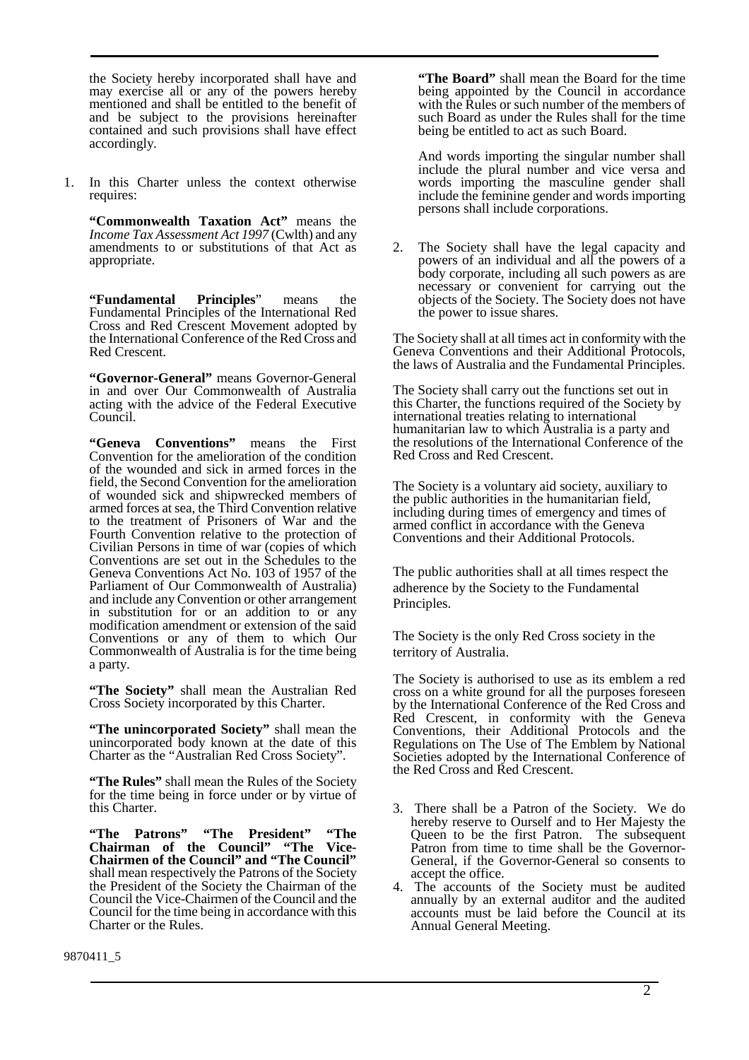the Society hereby incorporated shall have and may exercise all or any of the powers hereby mentioned and shall be entitled to the benefit of and be subject to the provisions hereinafter contained and such provisions shall have effect accordingly.

1. In this Charter unless the context otherwise requires:

   **"Commonwealth Taxation Act"** means the *Income Tax Assessment Act 1997* (Cwlth) and any amendments to or substitutions of that Act as appropriate.

   **"Fundamental Principles"** means the Fundamental Principles of the International Red Cross and Red Crescent Movement adopted by the International Conference of the Red Cross and Red Crescent.

   **"Governor-General"** means Governor-General in and over Our Commonwealth of Australia acting with the advice of the Federal Executive Council.

   **"Geneva Conventions"** means the First Convention for the amelioration of the condition of the wounded and sick in armed forces in the field, the Second Convention for the amelioration of wounded sick and shipwrecked members of armed forces at sea, the Third Convention relative to the treatment of Prisoners of War and the Fourth Convention relative to the protection of Civilian Persons in time of war (copies of which Conventions are set out in the Schedules to the Geneva Conventions Act No. 103 of 1957 of the Parliament of Our Commonwealth of Australia) and include any Convention or other arrangement in substitution for or an addition to or any modification amendment or extension of the said Conventions or any of them to which Our Commonwealth of Australia is for the time being a party.

   **"The Society"** shall mean the Australian Red Cross Society incorporated by this Charter.

   **"The unincorporated Society"** shall mean the unincorporated body known at the date of this Charter as the "Australian Red Cross Society".

   **"The Rules"** shall mean the Rules of the Society for the time being in force under or by virtue of this Charter.

   **"The Patrons" "The President" "The Chairman of the Council" "The Vice-Chairmen of the Council" and "The Council"** shall mean respectively the Patrons of the Society the President of the Society the Chairman of the Council the Vice-Chairmen of the Council and the Council for the time being in accordance with this Charter or the Rules.

   **"The Board"** shall mean the Board for the time being appointed by the Council in accordance with the Rules or such number of the members of such Board as under the Rules shall for the time being be entitled to act as such Board.

   And words importing the singular number shall include the plural number and vice versa and words importing the masculine gender shall include the feminine gender and words importing persons shall include corporations.

2. The Society shall have the legal capacity and powers of an individual and all the powers of a body corporate, including all such powers as are necessary or convenient for carrying out the objects of the Society. The Society does not have the power to issue shares.

The Society shall at all times act in conformity with the Geneva Conventions and their Additional Protocols, the laws of Australia and the Fundamental Principles.

The Society shall carry out the functions set out in this Charter, the functions required of the Society by international treaties relating to international humanitarian law to which Australia is a party and the resolutions of the International Conference of the Red Cross and Red Crescent.

The Society is a voluntary aid society, auxiliary to the public authorities in the humanitarian field, including during times of emergency and times of armed conflict in accordance with the Geneva Conventions and their Additional Protocols.

The public authorities shall at all times respect the adherence by the Society to the Fundamental Principles.

The Society is the only Red Cross society in the territory of Australia.

The Society is authorised to use as its emblem a red cross on a white ground for all the purposes foreseen by the International Conference of the Red Cross and Red Crescent, in conformity with the Geneva Conventions, their Additional Protocols and the Regulations on The Use of The Emblem by National Societies adopted by the International Conference of the Red Cross and Red Crescent.

3. There shall be a Patron of the Society. We do hereby reserve to Ourself and to Her Majesty the Queen to be the first Patron. The subsequent Patron from time to time shall be the Governor-General, if the Governor-General so consents to accept the office.
4. The accounts of the Society must be audited annually by an external auditor and the audited accounts must be laid before the Council at its Annual General Meeting.

9870411_5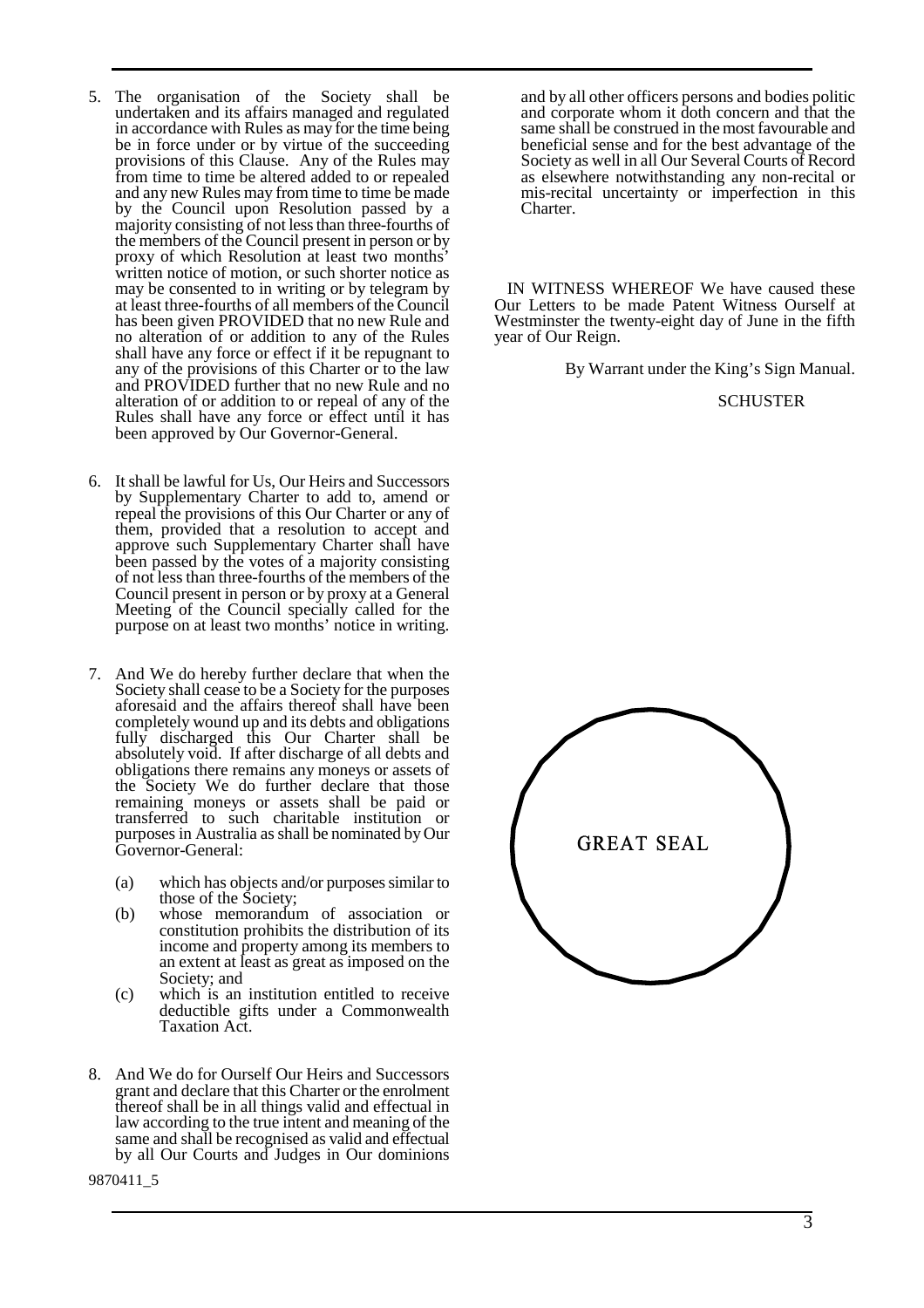5. The organisation of the Society shall be undertaken and its affairs managed and regulated in accordance with Rules as may for the time being be in force under or by virtue of the succeeding provisions of this Clause. Any of the Rules may from time to time be altered added to or repealed and any new Rules may from time to time be made by the Council upon Resolution passed by a majority consisting of not less than three-fourths of the members of the Council present in person or by proxy of which Resolution at least two months' written notice of motion, or such shorter notice as may be consented to in writing or by telegram by at least three-fourths of all members of the Council has been given PROVIDED that no new Rule and no alteration of or addition to any of the Rules shall have any force or effect if it be repugnant to any of the provisions of this Charter or to the law and PROVIDED further that no new Rule and no alteration of or addition to or repeal of any of the Rules shall have any force or effect until it has been approved by Our Governor-General.

6. It shall be lawful for Us, Our Heirs and Successors by Supplementary Charter to add to, amend or repeal the provisions of this Our Charter or any of them, provided that a resolution to accept and approve such Supplementary Charter shall have been passed by the votes of a majority consisting of not less than three-fourths of the members of the Council present in person or by proxy at a General Meeting of the Council specially called for the purpose on at least two months' notice in writing.

7. And We do hereby further declare that when the Society shall cease to be a Society for the purposes aforesaid and the affairs thereof shall have been completely wound up and its debts and obligations fully discharged this Our Charter shall be absolutely void. If after discharge of all debts and obligations there remains any moneys or assets of the Society We do further declare that those remaining moneys or assets shall be paid or transferred to such charitable institution or purposes in Australia as shall be nominated by Our Governor-General:

   (a) which has objects and/or purposes similar to those of the Society;
   (b) whose memorandum of association or constitution prohibits the distribution of its income and property among its members to an extent at least as great as imposed on the Society; and
   (c) which is an institution entitled to receive deductible gifts under a Commonwealth Taxation Act.

8. And We do for Ourself Our Heirs and Successors grant and declare that this Charter or the enrolment thereof shall be in all things valid and effectual in law according to the true intent and meaning of the same and shall be recognised as valid and effectual by all Our Courts and Judges in Our dominions and by all other officers persons and bodies politic and corporate whom it doth concern and that the same shall be construed in the most favourable and beneficial sense and for the best advantage of the Society as well in all Our Several Courts of Record as elsewhere notwithstanding any non-recital or mis-recital uncertainty or imperfection in this Charter.

IN WITNESS WHEREOF We have caused these Our Letters to be made Patent Witness Ourself at Westminster the twenty-eight day of June in the fifth year of Our Reign.

By Warrant under the King's Sign Manual.

SCHUSTER

GREAT SEAL

9870411_5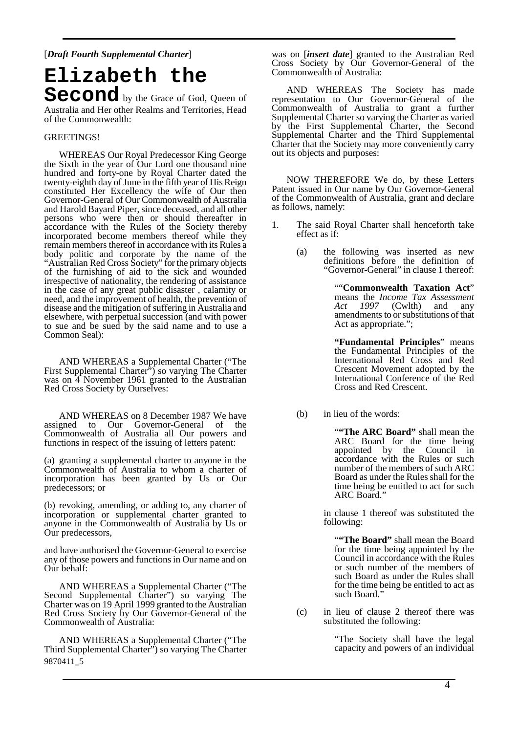[*Draft Fourth Supplemental Charter*]

# Elizabeth the Second by the Grace of God, Queen of Australia and Her other Realms and Territories, Head of the Commonwealth:

GREETINGS!

WHEREAS Our Royal Predecessor King George the Sixth in the year of Our Lord one thousand nine hundred and forty-one by Royal Charter dated the twenty-eighth day of June in the fifth year of His Reign constituted Her Excellency the wife of Our then Governor-General of Our Commonwealth of Australia and Harold Bayard Piper, since deceased, and all other persons who were then or should thereafter in accordance with the Rules of the Society thereby incorporated become members thereof while they remain members thereof in accordance with its Rules a body politic and corporate by the name of the "Australian Red Cross Society" for the primary objects of the furnishing of aid to the sick and wounded irrespective of nationality, the rendering of assistance in the case of any great public disaster , calamity or need, and the improvement of health, the prevention of disease and the mitigation of suffering in Australia and elsewhere, with perpetual succession (and with power to sue and be sued by the said name and to use a Common Seal):

AND WHEREAS a Supplemental Charter ("The First Supplemental Charter") so varying The Charter was on 4 November 1961 granted to the Australian Red Cross Society by Ourselves:

AND WHEREAS on 8 December 1987 We have assigned to Our Governor-General of the Commonwealth of Australia all Our powers and functions in respect of the issuing of letters patent:

(a) granting a supplemental charter to anyone in the Commonwealth of Australia to whom a charter of incorporation has been granted by Us or Our predecessors; or

(b) revoking, amending, or adding to, any charter of incorporation or supplemental charter granted to anyone in the Commonwealth of Australia by Us or Our predecessors,

and have authorised the Governor-General to exercise any of those powers and functions in Our name and on Our behalf:

AND WHEREAS a Supplemental Charter ("The Second Supplemental Charter") so varying The Charter was on 19 April 1999 granted to the Australian Red Cross Society by Our Governor-General of the Commonwealth of Australia:

AND WHEREAS a Supplemental Charter ("The Third Supplemental Charter") so varying The Charter was on [***insert date***] granted to the Australian Red Cross Society by Our Governor-General of the Commonwealth of Australia:

9870411_5

AND WHEREAS The Society has made representation to Our Governor-General of the Commonwealth of Australia to grant a further Supplemental Charter so varying the Charter as varied by the First Supplemental Charter, the Second Supplemental Charter and the Third Supplemental Charter that the Society may more conveniently carry out its objects and purposes:

NOW THEREFORE We do, by these Letters Patent issued in Our name by Our Governor-General of the Commonwealth of Australia, grant and declare as follows, namely:

1. The said Royal Charter shall henceforth take effect as if:

   (a) the following was inserted as new definitions before the definition of "Governor-General" in clause 1 thereof:

   > ""**Commonwealth Taxation Act**" means the *Income Tax Assessment Act 1997* (Cwlth) and any amendments to or substitutions of that Act as appropriate.";
   >
   > **"Fundamental Principles**" means the Fundamental Principles of the International Red Cross and Red Crescent Movement adopted by the International Conference of the Red Cross and Red Crescent.

   (b) in lieu of the words:

   > "**"The ARC Board"** shall mean the ARC Board for the time being appointed by the Council in accordance with the Rules or such number of the members of such ARC Board as under the Rules shall for the time being be entitled to act for such ARC Board."

   in clause 1 thereof was substituted the following:

   > "**"The Board"** shall mean the Board for the time being appointed by the Council in accordance with the Rules or such number of the members of such Board as under the Rules shall for the time being be entitled to act as such Board."

   (c) in lieu of clause 2 thereof there was substituted the following:

   > "The Society shall have the legal capacity and powers of an individual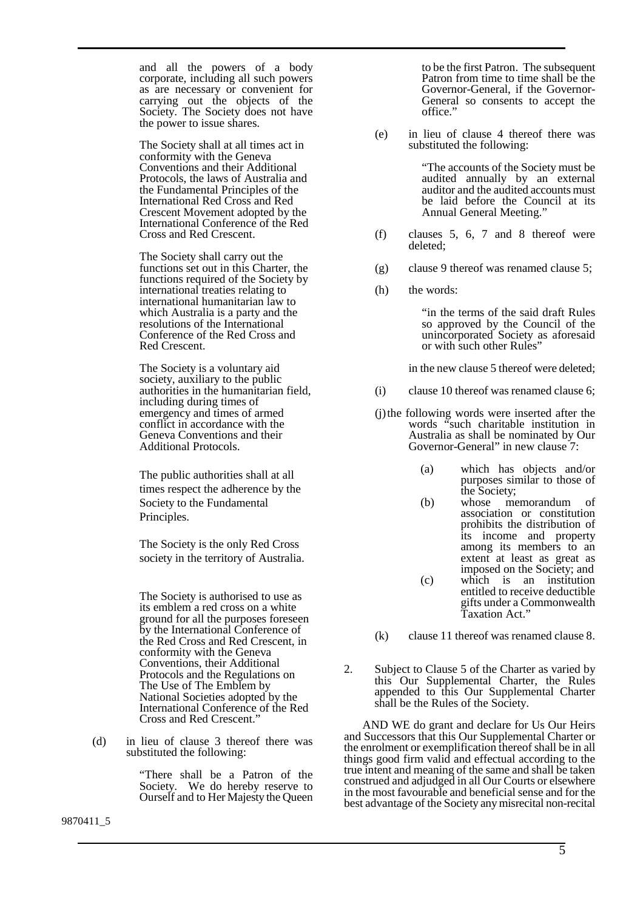and all the powers of a body corporate, including all such powers as are necessary or convenient for carrying out the objects of the Society. The Society does not have the power to issue shares.

The Society shall at all times act in conformity with the Geneva Conventions and their Additional Protocols, the laws of Australia and the Fundamental Principles of the International Red Cross and Red Crescent Movement adopted by the International Conference of the Red Cross and Red Crescent.

The Society shall carry out the functions set out in this Charter, the functions required of the Society by international treaties relating to international humanitarian law to which Australia is a party and the resolutions of the International Conference of the Red Cross and Red Crescent.

The Society is a voluntary aid society, auxiliary to the public authorities in the humanitarian field, including during times of emergency and times of armed conflict in accordance with the Geneva Conventions and their Additional Protocols.

The public authorities shall at all times respect the adherence by the Society to the Fundamental Principles.

The Society is the only Red Cross society in the territory of Australia.

The Society is authorised to use as its emblem a red cross on a white ground for all the purposes foreseen by the International Conference of the Red Cross and Red Crescent, in conformity with the Geneva Conventions, their Additional Protocols and the Regulations on The Use of The Emblem by National Societies adopted by the International Conference of the Red Cross and Red Crescent."

(d) in lieu of clause 3 thereof there was substituted the following:

"There shall be a Patron of the Society. We do hereby reserve to Ourself and to Her Majesty the Queen to be the first Patron. The subsequent Patron from time to time shall be the Governor-General, if the Governor-General so consents to accept the office."

(e) in lieu of clause 4 thereof there was substituted the following:

"The accounts of the Society must be audited annually by an external auditor and the audited accounts must be laid before the Council at its Annual General Meeting."

(f) clauses 5, 6, 7 and 8 thereof were deleted;

(g) clause 9 thereof was renamed clause 5;

(h) the words:

"in the terms of the said draft Rules so approved by the Council of the unincorporated Society as aforesaid or with such other Rules"

in the new clause 5 thereof were deleted;

(i) clause 10 thereof was renamed clause 6;

(j) the following words were inserted after the words "such charitable institution in Australia as shall be nominated by Our Governor-General" in new clause 7:

(a) which has objects and/or purposes similar to those of the Society;

(b) whose memorandum of association or constitution prohibits the distribution of its income and property among its members to an extent at least as great as imposed on the Society; and

(c) which is an institution entitled to receive deductible gifts under a Commonwealth Taxation Act."

(k) clause 11 thereof was renamed clause 8.

2. Subject to Clause 5 of the Charter as varied by this Our Supplemental Charter, the Rules appended to this Our Supplemental Charter shall be the Rules of the Society.

AND WE do grant and declare for Us Our Heirs and Successors that this Our Supplemental Charter or the enrolment or exemplification thereof shall be in all things good firm valid and effectual according to the true intent and meaning of the same and shall be taken construed and adjudged in all Our Courts or elsewhere in the most favourable and beneficial sense and for the best advantage of the Society any misrecital non-recital

9870411_5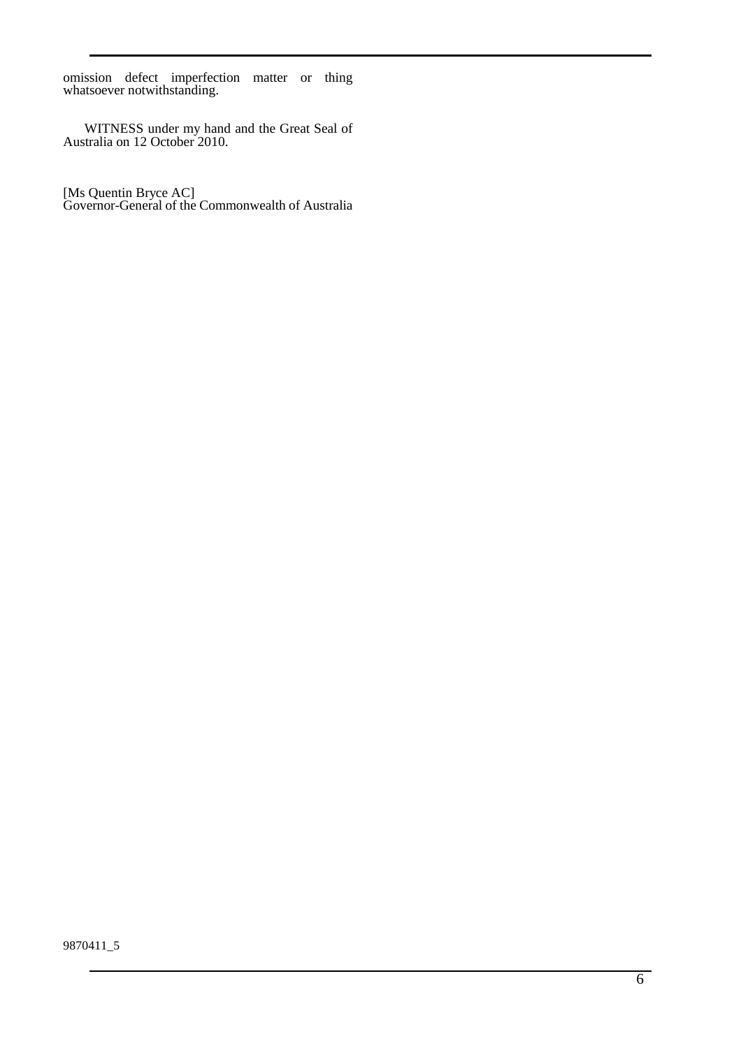omission defect imperfection matter or thing whatsoever notwithstanding.

WITNESS under my hand and the Great Seal of Australia on 12 October 2010.

[Ms Quentin Bryce AC]
Governor-General of the Commonwealth of Australia

9870411_5